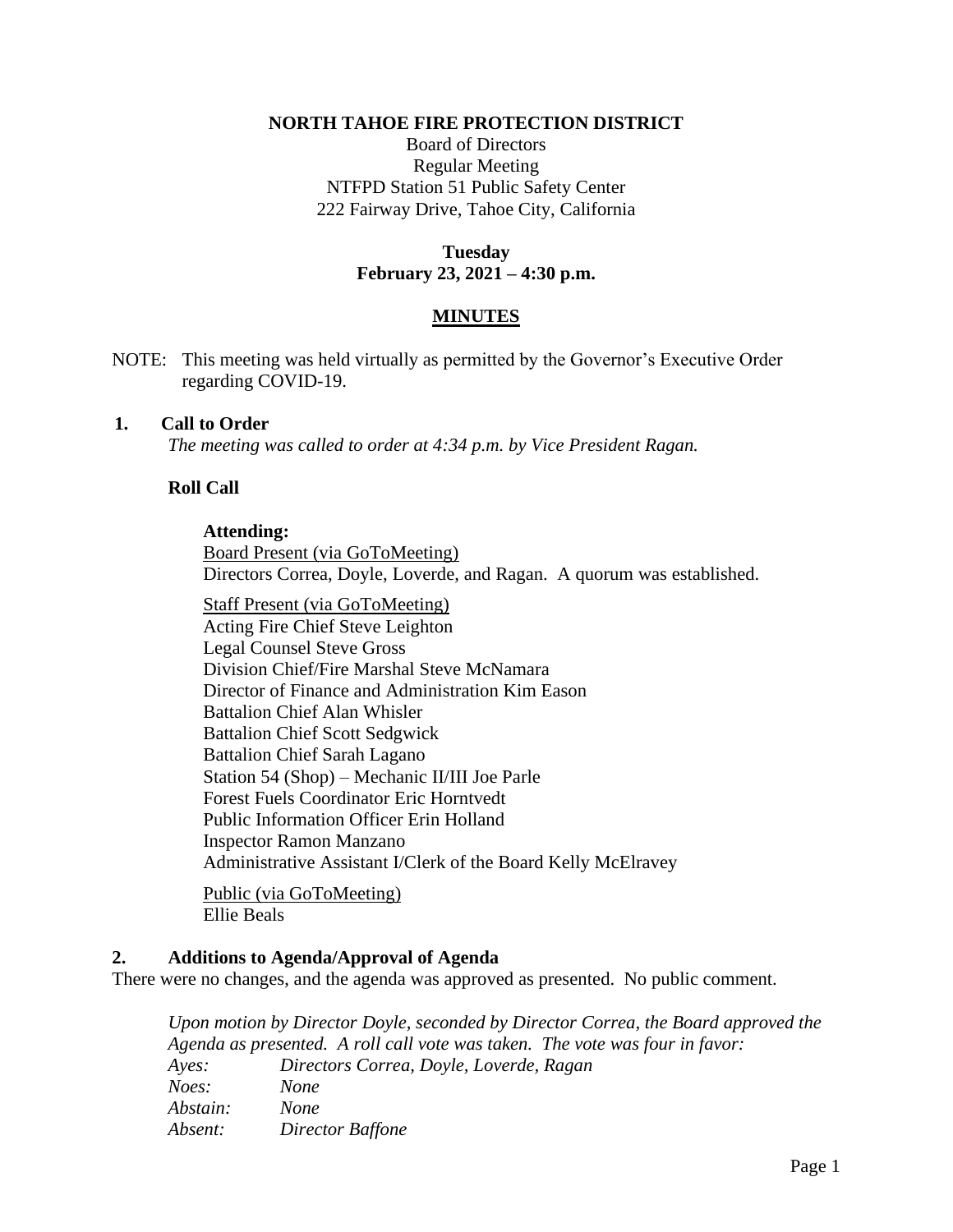**NORTH TAHOE FIRE PROTECTION DISTRICT**

Board of Directors
Regular Meeting
NTFPD Station 51 Public Safety Center
222 Fairway Drive, Tahoe City, California

**Tuesday**
**February 23, 2021 – 4:30 p.m.**

## MINUTES

NOTE: This meeting was held virtually as permitted by the Governor's Executive Order regarding COVID-19.

### 1. Call to Order

*The meeting was called to order at 4:34 p.m. by Vice President Ragan.*

**Roll Call**

**Attending:**

Board Present (via GoToMeeting)
Directors Correa, Doyle, Loverde, and Ragan. A quorum was established.

Staff Present (via GoToMeeting)
Acting Fire Chief Steve Leighton
Legal Counsel Steve Gross
Division Chief/Fire Marshal Steve McNamara
Director of Finance and Administration Kim Eason
Battalion Chief Alan Whisler
Battalion Chief Scott Sedgwick
Battalion Chief Sarah Lagano
Station 54 (Shop) – Mechanic II/III Joe Parle
Forest Fuels Coordinator Eric Horntvedt
Public Information Officer Erin Holland
Inspector Ramon Manzano
Administrative Assistant I/Clerk of the Board Kelly McElravey

Public (via GoToMeeting)
Ellie Beals

### 2. Additions to Agenda/Approval of Agenda

There were no changes, and the agenda was approved as presented. No public comment.

*Upon motion by Director Doyle, seconded by Director Correa, the Board approved the Agenda as presented. A roll call vote was taken. The vote was four in favor:*

*Ayes:* *Directors Correa, Doyle, Loverde, Ragan*
*Noes:* *None*
*Abstain:* *None*
*Absent:* *Director Baffone*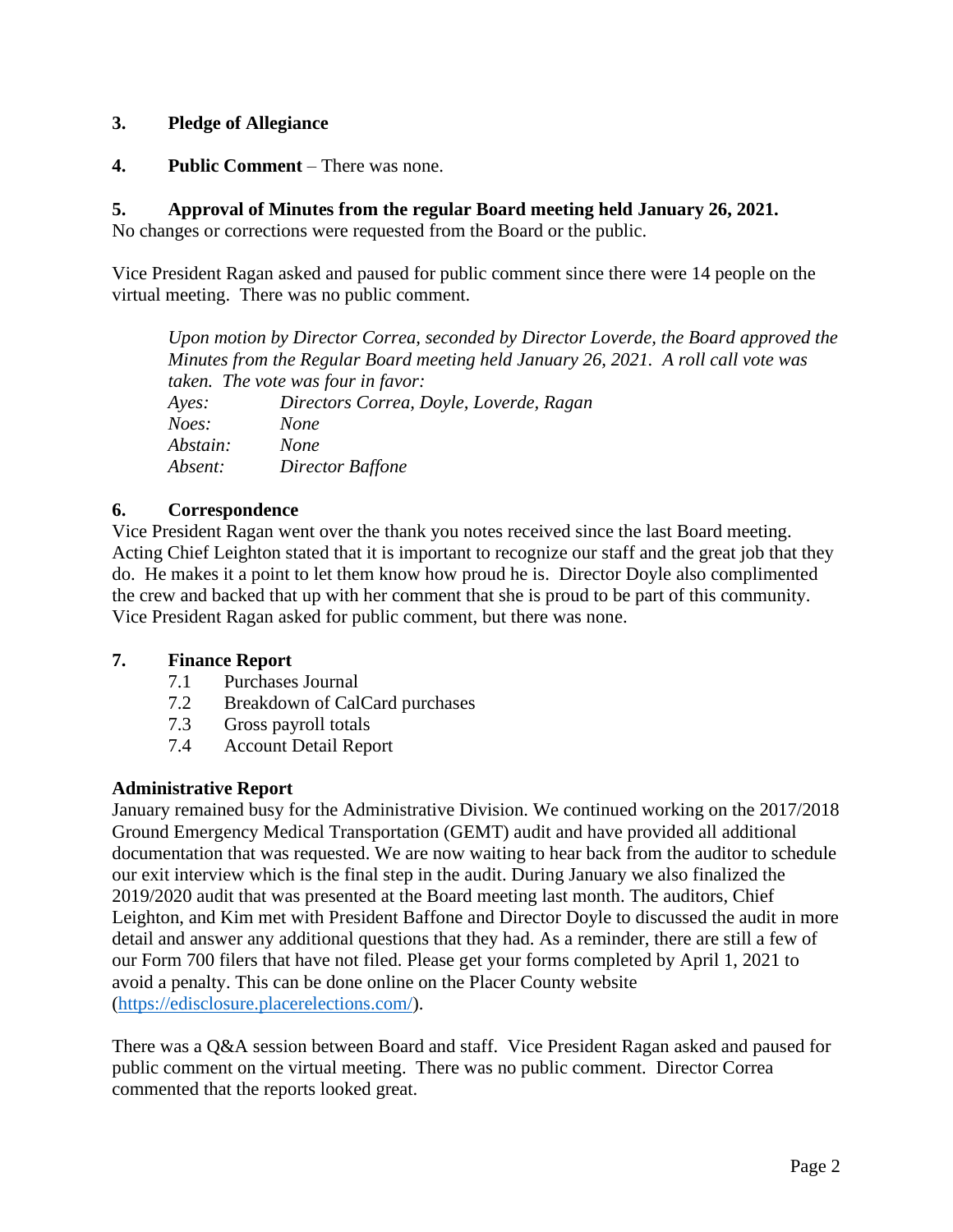**3. Pledge of Allegiance**

**4. Public Comment** – There was none.

**5. Approval of Minutes from the regular Board meeting held January 26, 2021.**
No changes or corrections were requested from the Board or the public.

Vice President Ragan asked and paused for public comment since there were 14 people on the virtual meeting. There was no public comment.

> *Upon motion by Director Correa, seconded by Director Loverde, the Board approved the Minutes from the Regular Board meeting held January 26, 2021. A roll call vote was taken. The vote was four in favor:*
> *Ayes: Directors Correa, Doyle, Loverde, Ragan*
> *Noes: None*
> *Abstain: None*
> *Absent: Director Baffone*

**6. Correspondence**
Vice President Ragan went over the thank you notes received since the last Board meeting. Acting Chief Leighton stated that it is important to recognize our staff and the great job that they do. He makes it a point to let them know how proud he is. Director Doyle also complimented the crew and backed that up with her comment that she is proud to be part of this community. Vice President Ragan asked for public comment, but there was none.

**7. Finance Report**
- 7.1 Purchases Journal
- 7.2 Breakdown of CalCard purchases
- 7.3 Gross payroll totals
- 7.4 Account Detail Report

**Administrative Report**
January remained busy for the Administrative Division. We continued working on the 2017/2018 Ground Emergency Medical Transportation (GEMT) audit and have provided all additional documentation that was requested. We are now waiting to hear back from the auditor to schedule our exit interview which is the final step in the audit. During January we also finalized the 2019/2020 audit that was presented at the Board meeting last month. The auditors, Chief Leighton, and Kim met with President Baffone and Director Doyle to discussed the audit in more detail and answer any additional questions that they had. As a reminder, there are still a few of our Form 700 filers that have not filed. Please get your forms completed by April 1, 2021 to avoid a penalty. This can be done online on the Placer County website (https://edisclosure.placerelections.com/).

There was a Q&A session between Board and staff. Vice President Ragan asked and paused for public comment on the virtual meeting. There was no public comment. Director Correa commented that the reports looked great.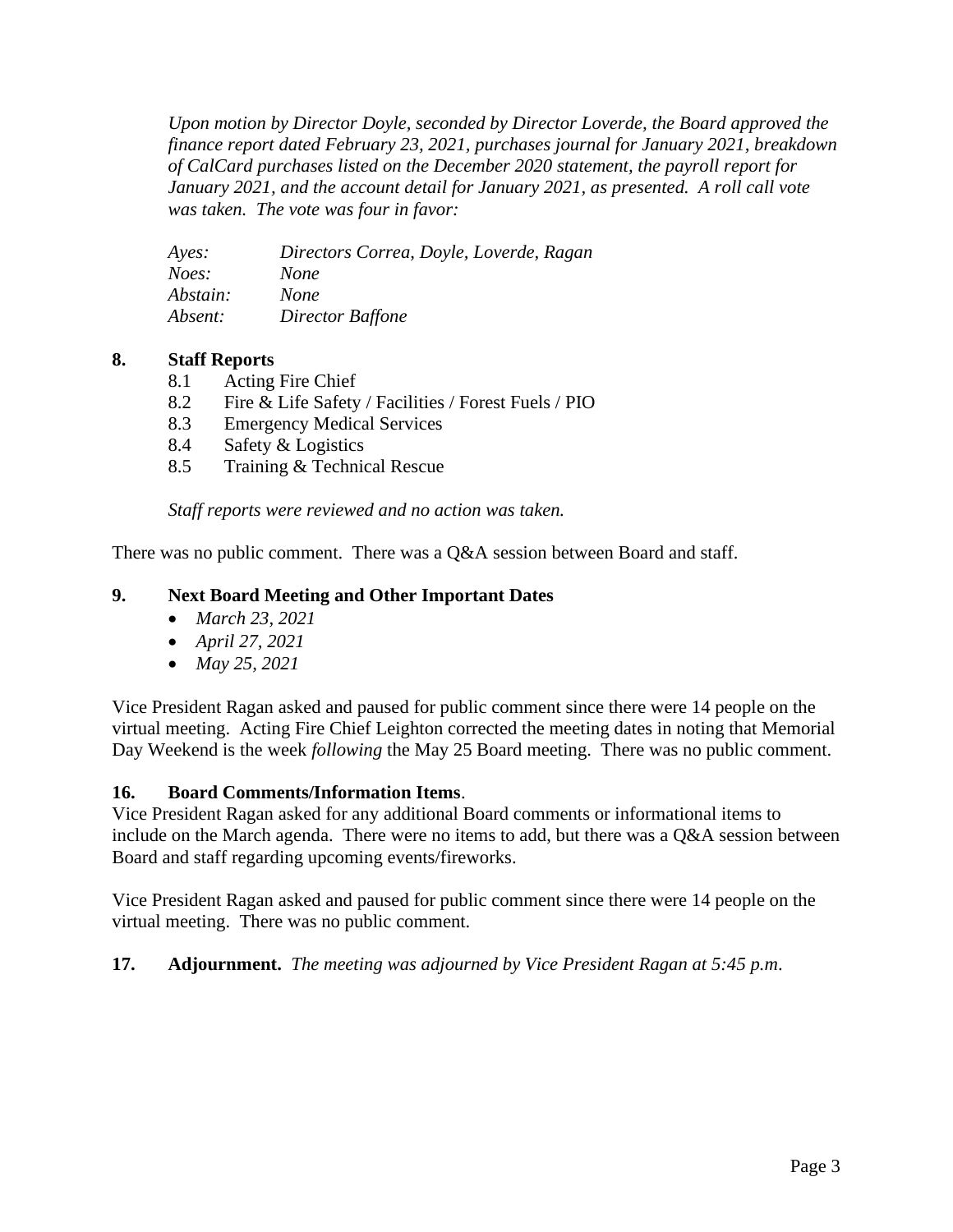*Upon motion by Director Doyle, seconded by Director Loverde, the Board approved the finance report dated February 23, 2021, purchases journal for January 2021, breakdown of CalCard purchases listed on the December 2020 statement, the payroll report for January 2021, and the account detail for January 2021, as presented. A roll call vote was taken. The vote was four in favor:*

| | |
|---|---|
| *Ayes:* | *Directors Correa, Doyle, Loverde, Ragan* |
| *Noes:* | *None* |
| *Abstain:* | *None* |
| *Absent:* | *Director Baffone* |

**8. Staff Reports**

8.1 Acting Fire Chief
8.2 Fire & Life Safety / Facilities / Forest Fuels / PIO
8.3 Emergency Medical Services
8.4 Safety & Logistics
8.5 Training & Technical Rescue

*Staff reports were reviewed and no action was taken.*

There was no public comment. There was a Q&A session between Board and staff.

**9. Next Board Meeting and Other Important Dates**

- *March 23, 2021*
- *April 27, 2021*
- *May 25, 2021*

Vice President Ragan asked and paused for public comment since there were 14 people on the virtual meeting. Acting Fire Chief Leighton corrected the meeting dates in noting that Memorial Day Weekend is the week *following* the May 25 Board meeting. There was no public comment.

**16. Board Comments/Information Items**.

Vice President Ragan asked for any additional Board comments or informational items to include on the March agenda. There were no items to add, but there was a Q&A session between Board and staff regarding upcoming events/fireworks.

Vice President Ragan asked and paused for public comment since there were 14 people on the virtual meeting. There was no public comment.

**17. Adjournment.** *The meeting was adjourned by Vice President Ragan at 5:45 p.m.*